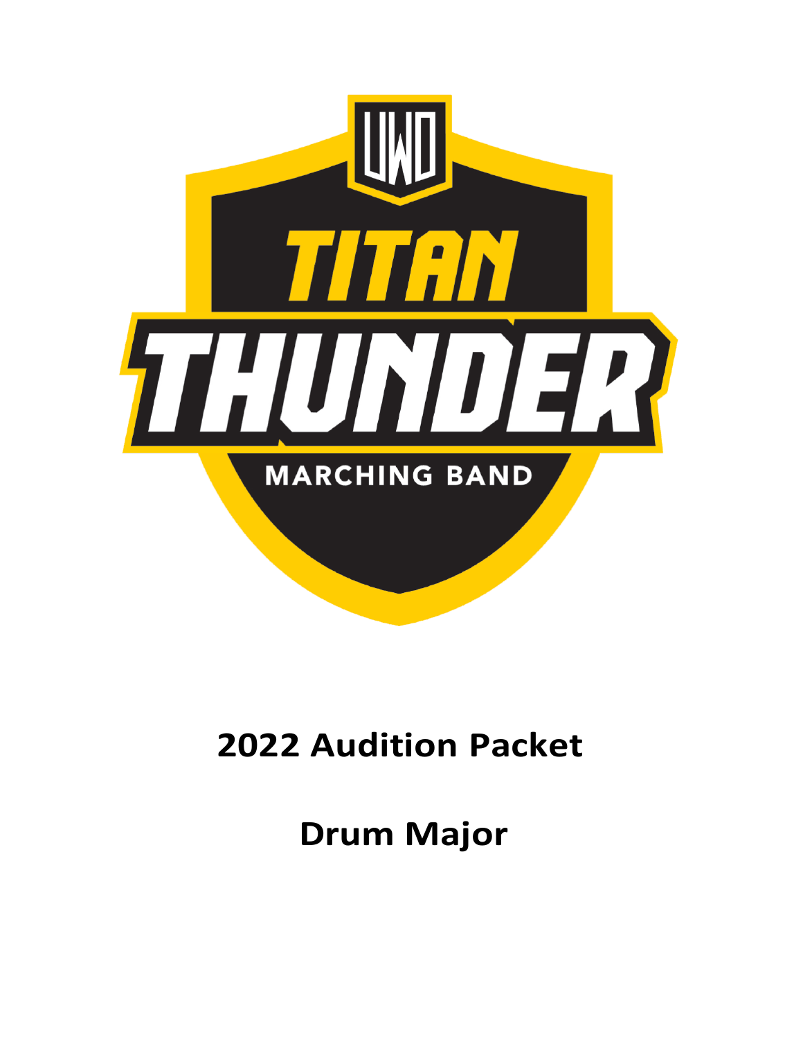UWO

TITAN

THUNDER

MARCHING BAND

# 2022 Audition Packet

# Drum Major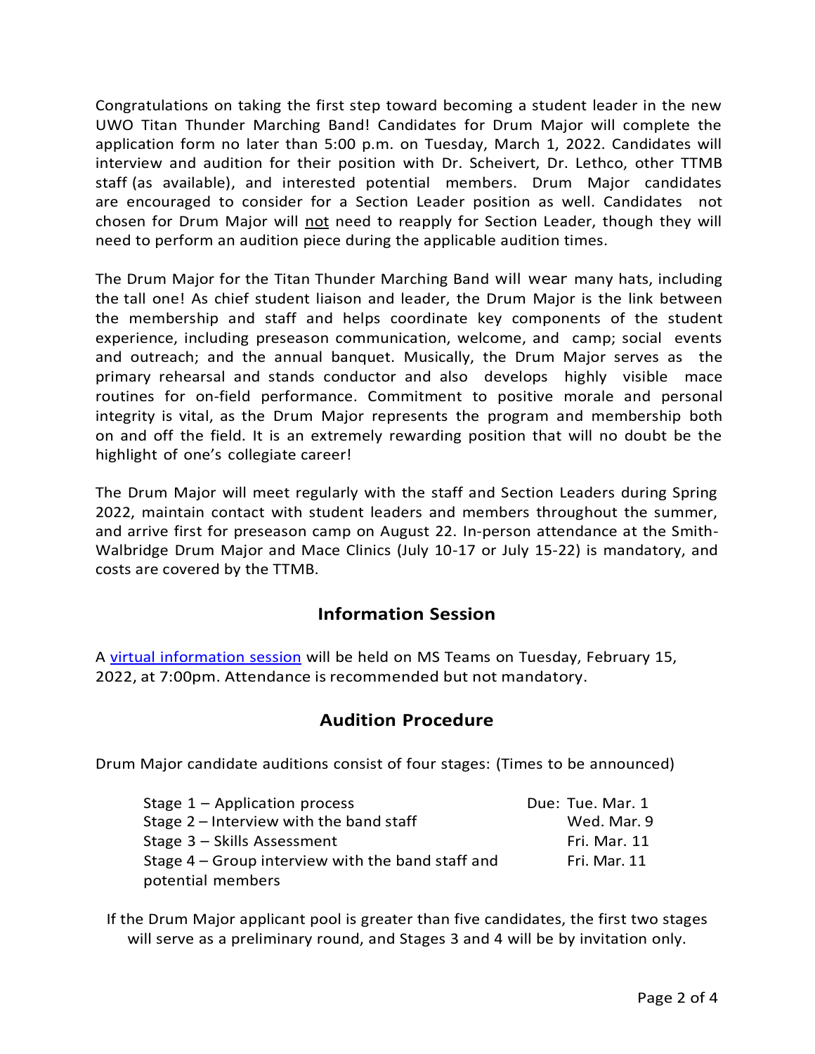Congratulations on taking the first step toward becoming a student leader in the new UWO Titan Thunder Marching Band! Candidates for Drum Major will complete the application form no later than 5:00 p.m. on Tuesday, March 1, 2022. Candidates will interview and audition for their position with Dr. Scheivert, Dr. Lethco, other TTMB staff (as available), and interested potential members. Drum Major candidates are encouraged to consider for a Section Leader position as well. Candidates not chosen for Drum Major will not need to reapply for Section Leader, though they will need to perform an audition piece during the applicable audition times.

The Drum Major for the Titan Thunder Marching Band will wear many hats, including the tall one! As chief student liaison and leader, the Drum Major is the link between the membership and staff and helps coordinate key components of the student experience, including preseason communication, welcome, and camp; social events and outreach; and the annual banquet. Musically, the Drum Major serves as the primary rehearsal and stands conductor and also develops highly visible mace routines for on-field performance. Commitment to positive morale and personal integrity is vital, as the Drum Major represents the program and membership both on and off the field. It is an extremely rewarding position that will no doubt be the highlight of one's collegiate career!

The Drum Major will meet regularly with the staff and Section Leaders during Spring 2022, maintain contact with student leaders and members throughout the summer, and arrive first for preseason camp on August 22. In-person attendance at the Smith-Walbridge Drum Major and Mace Clinics (July 10-17 or July 15-22) is mandatory, and costs are covered by the TTMB.

## Information Session

A virtual information session will be held on MS Teams on Tuesday, February 15, 2022, at 7:00pm. Attendance is recommended but not mandatory.

## Audition Procedure

Drum Major candidate auditions consist of four stages: (Times to be announced)

| Stage | Date |
|---|---|
| Stage 1 – Application process | Due: Tue. Mar. 1 |
| Stage 2 – Interview with the band staff | Wed. Mar. 9 |
| Stage 3 – Skills Assessment | Fri. Mar. 11 |
| Stage 4 – Group interview with the band staff and potential members | Fri. Mar. 11 |

If the Drum Major applicant pool is greater than five candidates, the first two stages will serve as a preliminary round, and Stages 3 and 4 will be by invitation only.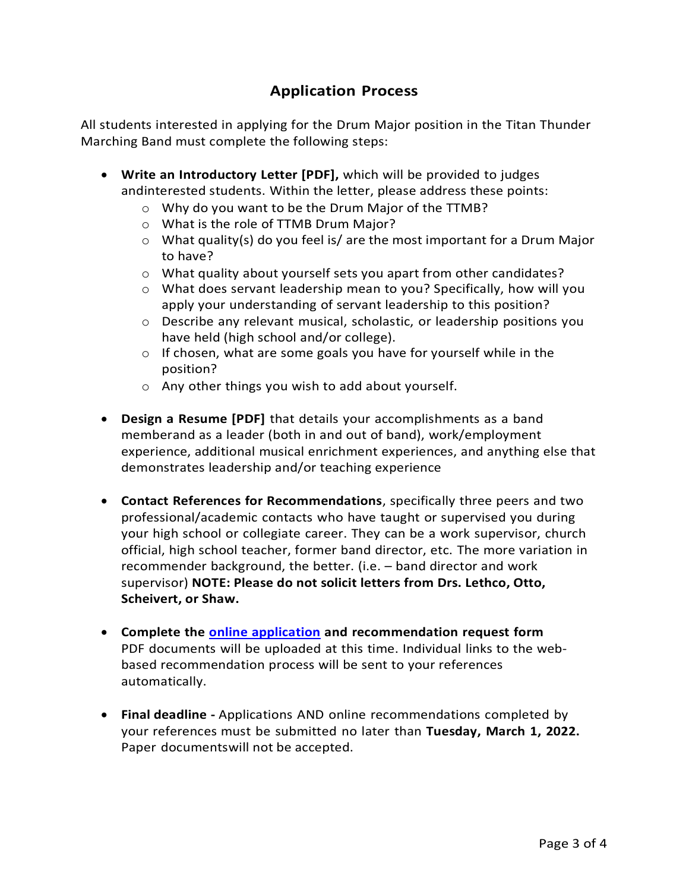## Application Process

All students interested in applying for the Drum Major position in the Titan Thunder Marching Band must complete the following steps:

- **Write an Introductory Letter [PDF],** which will be provided to judges andinterested students. Within the letter, please address these points:
  - Why do you want to be the Drum Major of the TTMB?
  - What is the role of TTMB Drum Major?
  - What quality(s) do you feel is/ are the most important for a Drum Major to have?
  - What quality about yourself sets you apart from other candidates?
  - What does servant leadership mean to you? Specifically, how will you apply your understanding of servant leadership to this position?
  - Describe any relevant musical, scholastic, or leadership positions you have held (high school and/or college).
  - If chosen, what are some goals you have for yourself while in the position?
  - Any other things you wish to add about yourself.

- **Design a Resume [PDF]** that details your accomplishments as a band memberand as a leader (both in and out of band), work/employment experience, additional musical enrichment experiences, and anything else that demonstrates leadership and/or teaching experience

- **Contact References for Recommendations**, specifically three peers and two professional/academic contacts who have taught or supervised you during your high school or collegiate career. They can be a work supervisor, church official, high school teacher, former band director, etc. The more variation in recommender background, the better. (i.e. – band director and work supervisor) **NOTE: Please do not solicit letters from Drs. Lethco, Otto, Scheivert, or Shaw.**

- **Complete the online application and recommendation request form** PDF documents will be uploaded at this time. Individual links to the web-based recommendation process will be sent to your references automatically.

- **Final deadline -** Applications AND online recommendations completed by your references must be submitted no later than **Tuesday, March 1, 2022.** Paper documentswill not be accepted.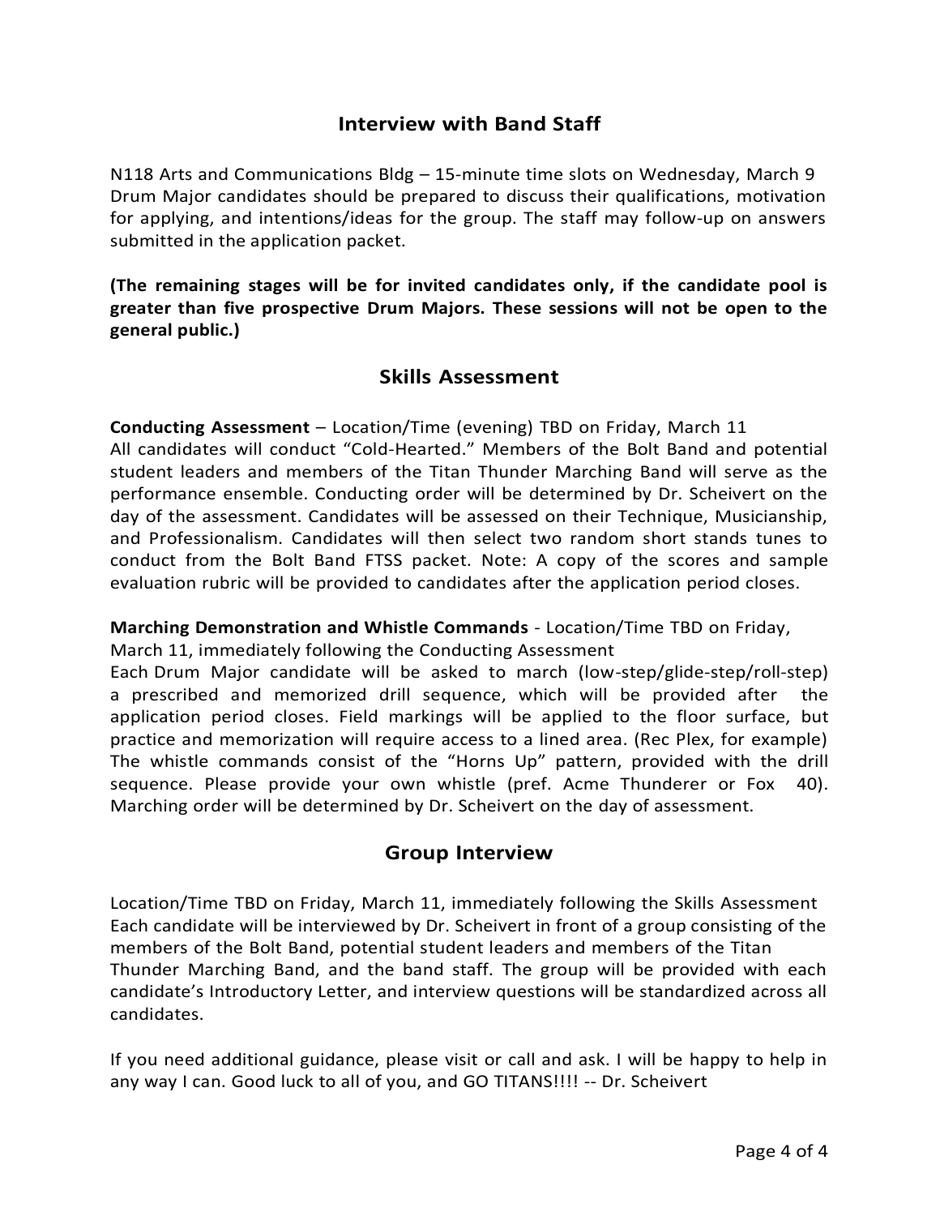## Interview with Band Staff

N118 Arts and Communications Bldg – 15-minute time slots on Wednesday, March 9
Drum Major candidates should be prepared to discuss their qualifications, motivation for applying, and intentions/ideas for the group. The staff may follow-up on answers submitted in the application packet.

**(The remaining stages will be for invited candidates only, if the candidate pool is greater than five prospective Drum Majors. These sessions will not be open to the general public.)**

## Skills Assessment

**Conducting Assessment** – Location/Time (evening) TBD on Friday, March 11
All candidates will conduct "Cold-Hearted." Members of the Bolt Band and potential student leaders and members of the Titan Thunder Marching Band will serve as the performance ensemble. Conducting order will be determined by Dr. Scheivert on the day of the assessment. Candidates will be assessed on their Technique, Musicianship, and Professionalism. Candidates will then select two random short stands tunes to conduct from the Bolt Band FTSS packet. Note: A copy of the scores and sample evaluation rubric will be provided to candidates after the application period closes.

**Marching Demonstration and Whistle Commands** - Location/Time TBD on Friday, March 11, immediately following the Conducting Assessment
Each Drum Major candidate will be asked to march (low-step/glide-step/roll-step) a prescribed and memorized drill sequence, which will be provided after the application period closes. Field markings will be applied to the floor surface, but practice and memorization will require access to a lined area. (Rec Plex, for example) The whistle commands consist of the "Horns Up" pattern, provided with the drill sequence. Please provide your own whistle (pref. Acme Thunderer or Fox 40). Marching order will be determined by Dr. Scheivert on the day of assessment.

## Group Interview

Location/Time TBD on Friday, March 11, immediately following the Skills Assessment
Each candidate will be interviewed by Dr. Scheivert in front of a group consisting of the members of the Bolt Band, potential student leaders and members of the Titan Thunder Marching Band, and the band staff. The group will be provided with each candidate's Introductory Letter, and interview questions will be standardized across all candidates.

If you need additional guidance, please visit or call and ask. I will be happy to help in any way I can. Good luck to all of you, and GO TITANS!!!! -- Dr. Scheivert